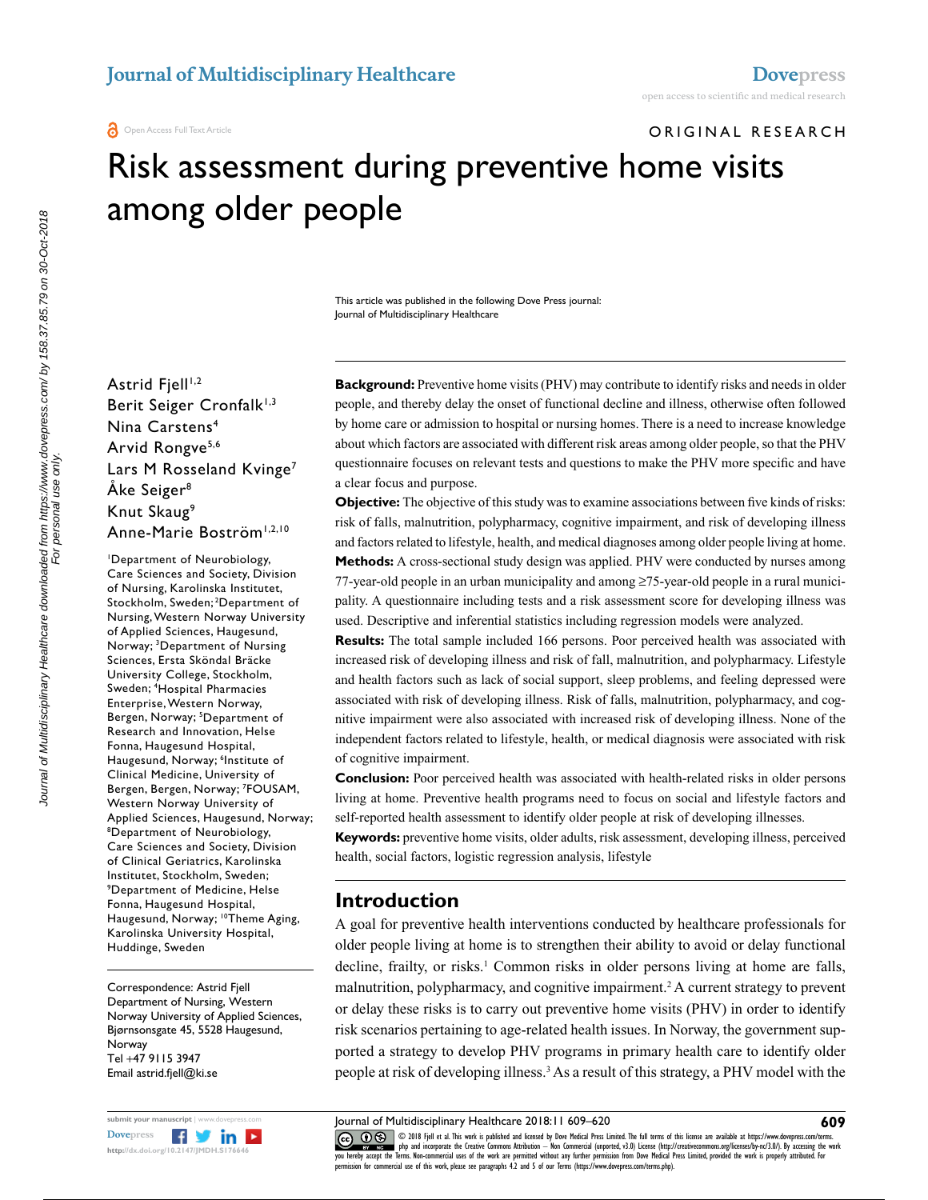Open Access Full Text Article

ORIGINAL RESEARCH

# Risk assessment during preventive home visits among older people

This article was published in the following Dove Press journal: Journal of Multidisciplinary Healthcare

Astrid Fjell[1,2]
Berit Seiger Cronfalk[1,3]
Nina Carstens[4]
Arvid Rongve[5,6]
Lars M Rosseland Kvinge[7]
Åke Seiger[8]
Knut Skaug[9]
Anne-Marie Boström[1,2,10]

[1]Department of Neurobiology, Care Sciences and Society, Division of Nursing, Karolinska Institutet, Stockholm, Sweden; [2]Department of Nursing, Western Norway University of Applied Sciences, Haugesund, Norway; [3]Department of Nursing Sciences, Ersta Sköndal Bräcke University College, Stockholm, Sweden; [4]Hospital Pharmacies Enterprise, Western Norway, Bergen, Norway; [5]Department of Research and Innovation, Helse Fonna, Haugesund Hospital, Haugesund, Norway; [6]Institute of Clinical Medicine, University of Bergen, Bergen, Norway; [7]FOUSAM, Western Norway University of Applied Sciences, Haugesund, Norway; [8]Department of Neurobiology, Care Sciences and Society, Division of Clinical Geriatrics, Karolinska Institutet, Stockholm, Sweden; [9]Department of Medicine, Helse Fonna, Haugesund Hospital, Haugesund, Norway; [10]Theme Aging, Karolinska University Hospital, Huddinge, Sweden

Correspondence: Astrid Fjell
Department of Nursing, Western Norway University of Applied Sciences, Bjørnsonsgate 45, 5528 Haugesund, Norway
Tel +47 9115 3947
Email astrid.fjell@ki.se

**Background:** Preventive home visits (PHV) may contribute to identify risks and needs in older people, and thereby delay the onset of functional decline and illness, otherwise often followed by home care or admission to hospital or nursing homes. There is a need to increase knowledge about which factors are associated with different risk areas among older people, so that the PHV questionnaire focuses on relevant tests and questions to make the PHV more specific and have a clear focus and purpose.

**Objective:** The objective of this study was to examine associations between five kinds of risks: risk of falls, malnutrition, polypharmacy, cognitive impairment, and risk of developing illness and factors related to lifestyle, health, and medical diagnoses among older people living at home.

**Methods:** A cross-sectional study design was applied. PHV were conducted by nurses among 77-year-old people in an urban municipality and among ≥75-year-old people in a rural municipality. A questionnaire including tests and a risk assessment score for developing illness was used. Descriptive and inferential statistics including regression models were analyzed.

**Results:** The total sample included 166 persons. Poor perceived health was associated with increased risk of developing illness and risk of fall, malnutrition, and polypharmacy. Lifestyle and health factors such as lack of social support, sleep problems, and feeling depressed were associated with risk of developing illness. Risk of falls, malnutrition, polypharmacy, and cognitive impairment were also associated with increased risk of developing illness. None of the independent factors related to lifestyle, health, or medical diagnosis were associated with risk of cognitive impairment.

**Conclusion:** Poor perceived health was associated with health-related risks in older persons living at home. Preventive health programs need to focus on social and lifestyle factors and self-reported health assessment to identify older people at risk of developing illnesses.

**Keywords:** preventive home visits, older adults, risk assessment, developing illness, perceived health, social factors, logistic regression analysis, lifestyle

## Introduction

A goal for preventive health interventions conducted by healthcare professionals for older people living at home is to strengthen their ability to avoid or delay functional decline, frailty, or risks.[1] Common risks in older persons living at home are falls, malnutrition, polypharmacy, and cognitive impairment.[2] A current strategy to prevent or delay these risks is to carry out preventive home visits (PHV) in order to identify risk scenarios pertaining to age-related health issues. In Norway, the government supported a strategy to develop PHV programs in primary health care to identify older people at risk of developing illness.[3] As a result of this strategy, a PHV model with the

© 2018 Fjell et al. This work is published and licensed by Dove Medical Press Limited. The full terms of this license are available at https://www.dovepress.com/terms.php and incorporate the Creative Commons Attribution – Non Commercial (unported, v3.0) License (http://creativecommons.org/licenses/by-nc/3.0/). By accessing the work you hereby accept the Terms. Non-commercial uses of the work are permitted without any further permission from Dove Medical Press Limited, provided the work is properly attributed. For permission for commercial use of this work, please see paragraphs 4.2 and 5 of our Terms (https://www.dovepress.com/terms.php).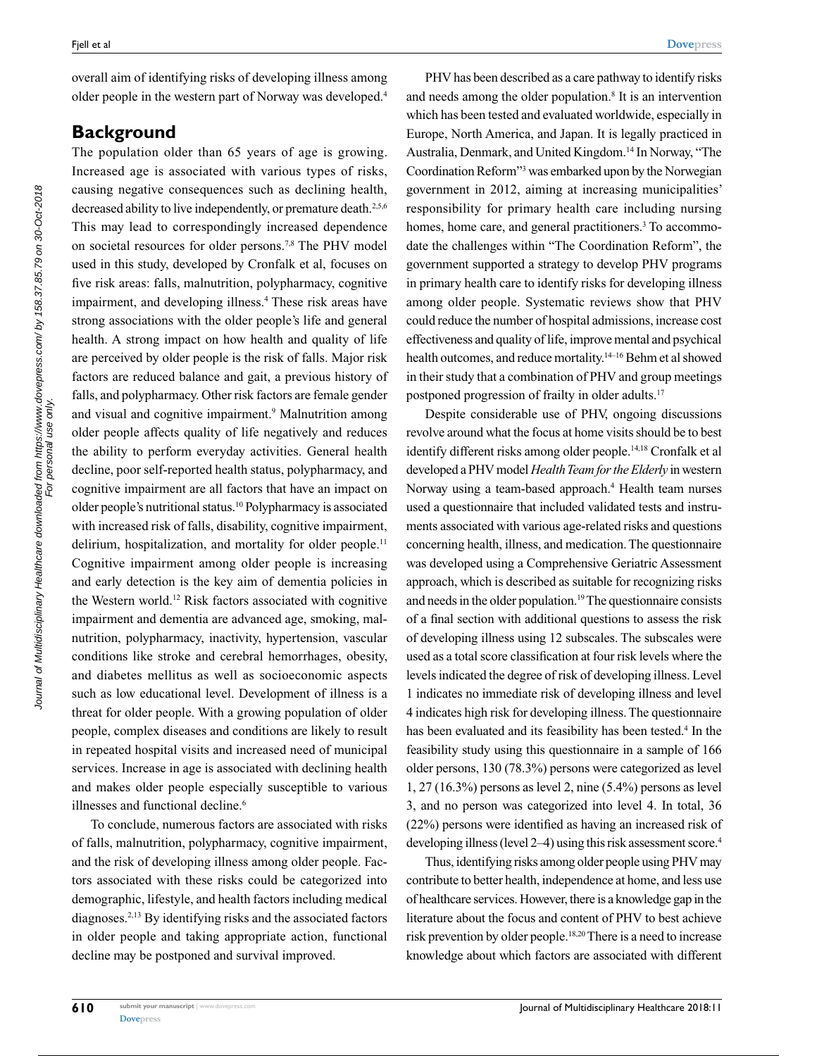overall aim of identifying risks of developing illness among older people in the western part of Norway was developed.[4]

## Background

The population older than 65 years of age is growing. Increased age is associated with various types of risks, causing negative consequences such as declining health, decreased ability to live independently, or premature death.[2,5,6] This may lead to correspondingly increased dependence on societal resources for older persons.[7,8] The PHV model used in this study, developed by Cronfalk et al, focuses on five risk areas: falls, malnutrition, polypharmacy, cognitive impairment, and developing illness.[4] These risk areas have strong associations with the older people's life and general health. A strong impact on how health and quality of life are perceived by older people is the risk of falls. Major risk factors are reduced balance and gait, a previous history of falls, and polypharmacy. Other risk factors are female gender and visual and cognitive impairment.[9] Malnutrition among older people affects quality of life negatively and reduces the ability to perform everyday activities. General health decline, poor self-reported health status, polypharmacy, and cognitive impairment are all factors that have an impact on older people's nutritional status.[10] Polypharmacy is associated with increased risk of falls, disability, cognitive impairment, delirium, hospitalization, and mortality for older people.[11] Cognitive impairment among older people is increasing and early detection is the key aim of dementia policies in the Western world.[12] Risk factors associated with cognitive impairment and dementia are advanced age, smoking, malnutrition, polypharmacy, inactivity, hypertension, vascular conditions like stroke and cerebral hemorrhages, obesity, and diabetes mellitus as well as socioeconomic aspects such as low educational level. Development of illness is a threat for older people. With a growing population of older people, complex diseases and conditions are likely to result in repeated hospital visits and increased need of municipal services. Increase in age is associated with declining health and makes older people especially susceptible to various illnesses and functional decline.[6]

To conclude, numerous factors are associated with risks of falls, malnutrition, polypharmacy, cognitive impairment, and the risk of developing illness among older people. Factors associated with these risks could be categorized into demographic, lifestyle, and health factors including medical diagnoses.[2,13] By identifying risks and the associated factors in older people and taking appropriate action, functional decline may be postponed and survival improved.

PHV has been described as a care pathway to identify risks and needs among the older population.[8] It is an intervention which has been tested and evaluated worldwide, especially in Europe, North America, and Japan. It is legally practiced in Australia, Denmark, and United Kingdom.[14] In Norway, "The Coordination Reform"[3] was embarked upon by the Norwegian government in 2012, aiming at increasing municipalities' responsibility for primary health care including nursing homes, home care, and general practitioners.[3] To accommodate the challenges within "The Coordination Reform", the government supported a strategy to develop PHV programs in primary health care to identify risks for developing illness among older people. Systematic reviews show that PHV could reduce the number of hospital admissions, increase cost effectiveness and quality of life, improve mental and psychical health outcomes, and reduce mortality.[14–16] Behm et al showed in their study that a combination of PHV and group meetings postponed progression of frailty in older adults.[17]

Despite considerable use of PHV, ongoing discussions revolve around what the focus at home visits should be to best identify different risks among older people.[14,18] Cronfalk et al developed a PHV model *Health Team for the Elderly* in western Norway using a team-based approach.[4] Health team nurses used a questionnaire that included validated tests and instruments associated with various age-related risks and questions concerning health, illness, and medication. The questionnaire was developed using a Comprehensive Geriatric Assessment approach, which is described as suitable for recognizing risks and needs in the older population.[19] The questionnaire consists of a final section with additional questions to assess the risk of developing illness using 12 subscales. The subscales were used as a total score classification at four risk levels where the levels indicated the degree of risk of developing illness. Level 1 indicates no immediate risk of developing illness and level 4 indicates high risk for developing illness. The questionnaire has been evaluated and its feasibility has been tested.[4] In the feasibility study using this questionnaire in a sample of 166 older persons, 130 (78.3%) persons were categorized as level 1, 27 (16.3%) persons as level 2, nine (5.4%) persons as level 3, and no person was categorized into level 4. In total, 36 (22%) persons were identified as having an increased risk of developing illness (level 2–4) using this risk assessment score.[4]

Thus, identifying risks among older people using PHV may contribute to better health, independence at home, and less use of healthcare services. However, there is a knowledge gap in the literature about the focus and content of PHV to best achieve risk prevention by older people.[18,20] There is a need to increase knowledge about which factors are associated with different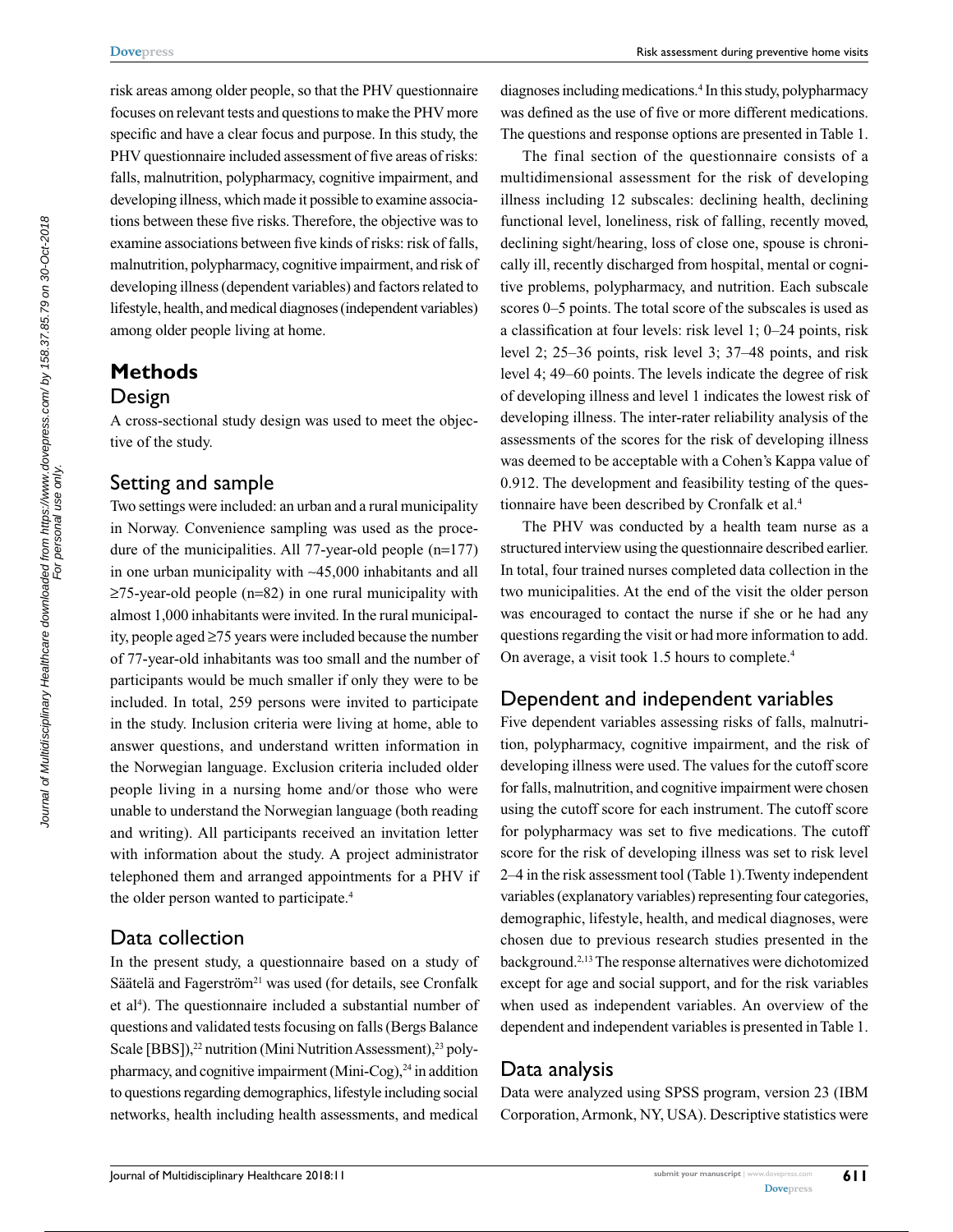risk areas among older people, so that the PHV questionnaire focuses on relevant tests and questions to make the PHV more specific and have a clear focus and purpose. In this study, the PHV questionnaire included assessment of five areas of risks: falls, malnutrition, polypharmacy, cognitive impairment, and developing illness, which made it possible to examine associations between these five risks. Therefore, the objective was to examine associations between five kinds of risks: risk of falls, malnutrition, polypharmacy, cognitive impairment, and risk of developing illness (dependent variables) and factors related to lifestyle, health, and medical diagnoses (independent variables) among older people living at home.

# Methods

## Design

A cross-sectional study design was used to meet the objective of the study.

## Setting and sample

Two settings were included: an urban and a rural municipality in Norway. Convenience sampling was used as the procedure of the municipalities. All 77-year-old people (n=177) in one urban municipality with ~45,000 inhabitants and all ≥75-year-old people (n=82) in one rural municipality with almost 1,000 inhabitants were invited. In the rural municipality, people aged ≥75 years were included because the number of 77-year-old inhabitants was too small and the number of participants would be much smaller if only they were to be included. In total, 259 persons were invited to participate in the study. Inclusion criteria were living at home, able to answer questions, and understand written information in the Norwegian language. Exclusion criteria included older people living in a nursing home and/or those who were unable to understand the Norwegian language (both reading and writing). All participants received an invitation letter with information about the study. A project administrator telephoned them and arranged appointments for a PHV if the older person wanted to participate.[4]

## Data collection

In the present study, a questionnaire based on a study of Säätelä and Fagerström[21] was used (for details, see Cronfalk et al[4]). The questionnaire included a substantial number of questions and validated tests focusing on falls (Bergs Balance Scale [BBS]),[22] nutrition (Mini Nutrition Assessment),[23] polypharmacy, and cognitive impairment (Mini-Cog),[24] in addition to questions regarding demographics, lifestyle including social networks, health including health assessments, and medical diagnoses including medications.[4] In this study, polypharmacy was defined as the use of five or more different medications. The questions and response options are presented in Table 1.

The final section of the questionnaire consists of a multidimensional assessment for the risk of developing illness including 12 subscales: declining health, declining functional level, loneliness, risk of falling, recently moved, declining sight/hearing, loss of close one, spouse is chronically ill, recently discharged from hospital, mental or cognitive problems, polypharmacy, and nutrition. Each subscale scores 0–5 points. The total score of the subscales is used as a classification at four levels: risk level 1; 0–24 points, risk level 2; 25–36 points, risk level 3; 37–48 points, and risk level 4; 49–60 points. The levels indicate the degree of risk of developing illness and level 1 indicates the lowest risk of developing illness. The inter-rater reliability analysis of the assessments of the scores for the risk of developing illness was deemed to be acceptable with a Cohen's Kappa value of 0.912. The development and feasibility testing of the questionnaire have been described by Cronfalk et al.[4]

The PHV was conducted by a health team nurse as a structured interview using the questionnaire described earlier. In total, four trained nurses completed data collection in the two municipalities. At the end of the visit the older person was encouraged to contact the nurse if she or he had any questions regarding the visit or had more information to add. On average, a visit took 1.5 hours to complete.[4]

## Dependent and independent variables

Five dependent variables assessing risks of falls, malnutrition, polypharmacy, cognitive impairment, and the risk of developing illness were used. The values for the cutoff score for falls, malnutrition, and cognitive impairment were chosen using the cutoff score for each instrument. The cutoff score for polypharmacy was set to five medications. The cutoff score for the risk of developing illness was set to risk level 2–4 in the risk assessment tool (Table 1).Twenty independent variables (explanatory variables) representing four categories, demographic, lifestyle, health, and medical diagnoses, were chosen due to previous research studies presented in the background.[2,13] The response alternatives were dichotomized except for age and social support, and for the risk variables when used as independent variables. An overview of the dependent and independent variables is presented in Table 1.

## Data analysis

Data were analyzed using SPSS program, version 23 (IBM Corporation, Armonk, NY, USA). Descriptive statistics were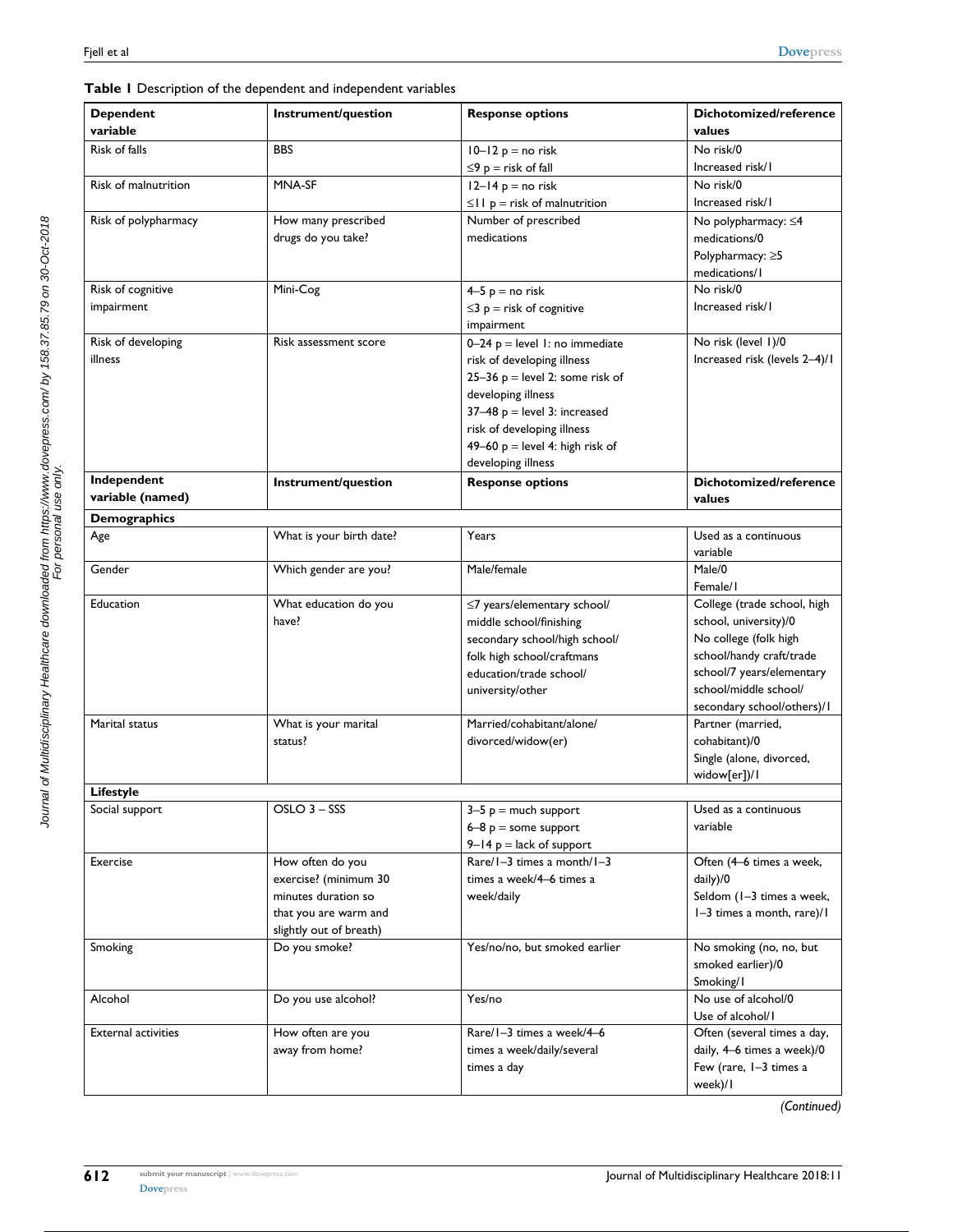**Table 1** Description of the dependent and independent variables

| Dependent variable | Instrument/question | Response options | Dichotomized/reference values |
|---|---|---|---|
| Risk of falls | BBS | 10–12 p = no risk<br>≤9 p = risk of fall | No risk/0<br>Increased risk/1 |
| Risk of malnutrition | MNA-SF | 12–14 p = no risk<br>≤11 p = risk of malnutrition | No risk/0<br>Increased risk/1 |
| Risk of polypharmacy | How many prescribed drugs do you take? | Number of prescribed medications | No polypharmacy: ≤4 medications/0<br>Polypharmacy: ≥5 medications/1 |
| Risk of cognitive impairment | Mini-Cog | 4–5 p = no risk<br>≤3 p = risk of cognitive impairment | No risk/0<br>Increased risk/1 |
| Risk of developing illness | Risk assessment score | 0–24 p = level 1: no immediate risk of developing illness<br>25–36 p = level 2: some risk of developing illness<br>37–48 p = level 3: increased risk of developing illness<br>49–60 p = level 4: high risk of developing illness | No risk (level 1)/0<br>Increased risk (levels 2–4)/1 |
| **Independent variable (named)** | **Instrument/question** | **Response options** | **Dichotomized/reference values** |
| **Demographics** | | | |
| Age | What is your birth date? | Years | Used as a continuous variable |
| Gender | Which gender are you? | Male/female | Male/0<br>Female/1 |
| Education | What education do you have? | ≤7 years/elementary school/middle school/finishing secondary school/high school/folk high school/craftmans education/trade school/university/other | College (trade school, high school, university)/0<br>No college (folk high school/handy craft/trade school/7 years/elementary school/middle school/secondary school/others)/1 |
| Marital status | What is your marital status? | Married/cohabitant/alone/divorced/widow(er) | Partner (married, cohabitant)/0<br>Single (alone, divorced, widow[er])/1 |
| **Lifestyle** | | | |
| Social support | OSLO 3 – SSS | 3–5 p = much support<br>6–8 p = some support<br>9–14 p = lack of support | Used as a continuous variable |
| Exercise | How often do you exercise? (minimum 30 minutes duration so that you are warm and slightly out of breath) | Rare/1–3 times a month/1–3 times a week/4–6 times a week/daily | Often (4–6 times a week, daily)/0<br>Seldom (1–3 times a week, 1–3 times a month, rare)/1 |
| Smoking | Do you smoke? | Yes/no/no, but smoked earlier | No smoking (no, no, but smoked earlier)/0<br>Smoking/1 |
| Alcohol | Do you use alcohol? | Yes/no | No use of alcohol/0<br>Use of alcohol/1 |
| External activities | How often are you away from home? | Rare/1–3 times a week/4–6 times a week/daily/several times a day | Often (several times a day, daily, 4–6 times a week)/0<br>Few (rare, 1–3 times a week)/1 |

*(Continued)*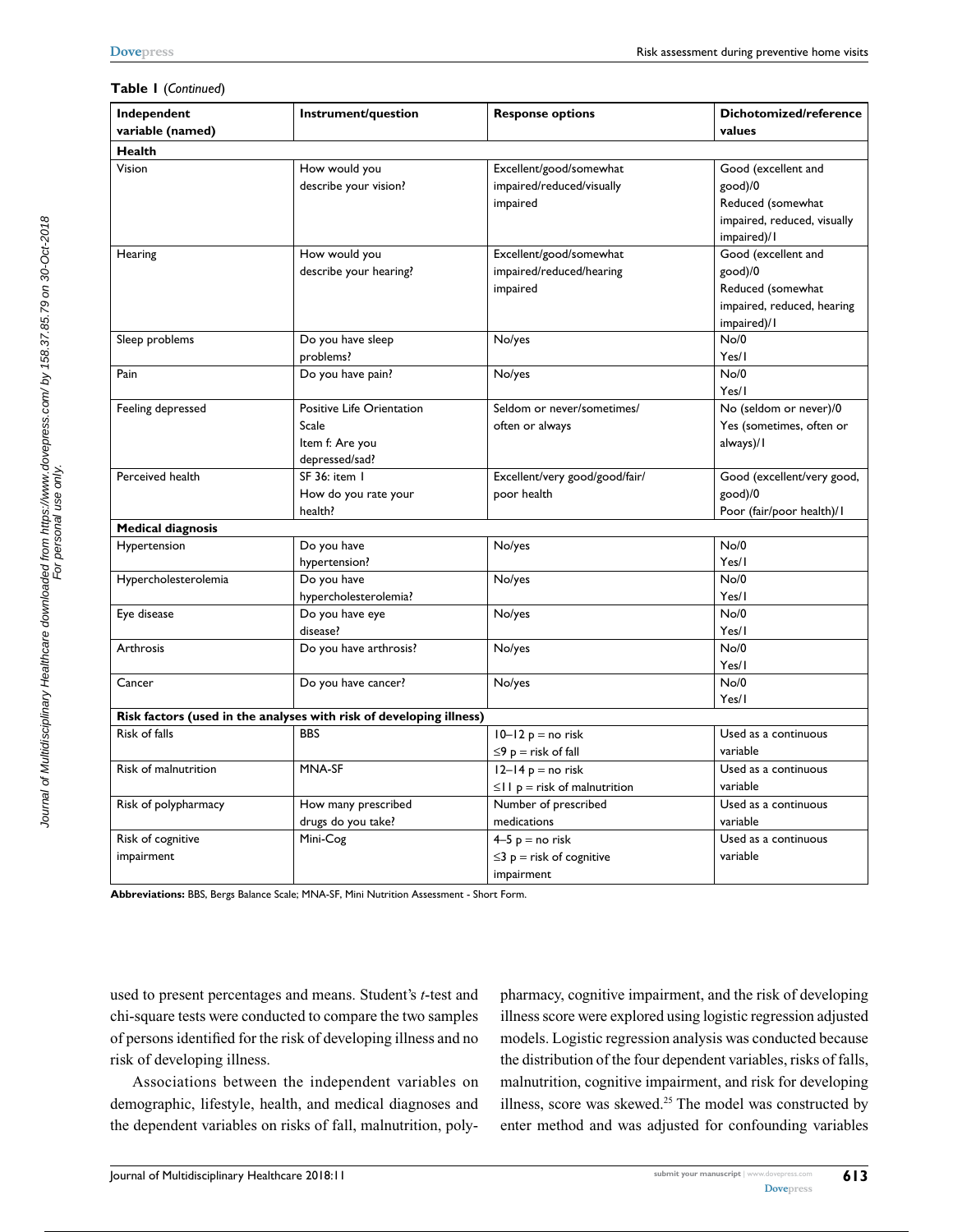**Table 1** (*Continued*)

| Independent variable (named) | Instrument/question | Response options | Dichotomized/reference values |
|---|---|---|---|
| **Health** | | | |
| Vision | How would you describe your vision? | Excellent/good/somewhat impaired/reduced/visually impaired | Good (excellent and good)/0<br>Reduced (somewhat impaired, reduced, visually impaired)/1 |
| Hearing | How would you describe your hearing? | Excellent/good/somewhat impaired/reduced/hearing impaired | Good (excellent and good)/0<br>Reduced (somewhat impaired, reduced, hearing impaired)/1 |
| Sleep problems | Do you have sleep problems? | No/yes | No/0<br>Yes/1 |
| Pain | Do you have pain? | No/yes | No/0<br>Yes/1 |
| Feeling depressed | Positive Life Orientation Scale<br>Item f: Are you depressed/sad? | Seldom or never/sometimes/often or always | No (seldom or never)/0<br>Yes (sometimes, often or always)/1 |
| Perceived health | SF 36: item 1<br>How do you rate your health? | Excellent/very good/good/fair/poor health | Good (excellent/very good, good)/0<br>Poor (fair/poor health)/1 |
| **Medical diagnosis** | | | |
| Hypertension | Do you have hypertension? | No/yes | No/0<br>Yes/1 |
| Hypercholesterolemia | Do you have hypercholesterolemia? | No/yes | No/0<br>Yes/1 |
| Eye disease | Do you have eye disease? | No/yes | No/0<br>Yes/1 |
| Arthrosis | Do you have arthrosis? | No/yes | No/0<br>Yes/1 |
| Cancer | Do you have cancer? | No/yes | No/0<br>Yes/1 |
| **Risk factors (used in the analyses with risk of developing illness)** | | | |
| Risk of falls | BBS | 10–12 p = no risk<br>≤9 p = risk of fall | Used as a continuous variable |
| Risk of malnutrition | MNA-SF | 12–14 p = no risk<br>≤11 p = risk of malnutrition | Used as a continuous variable |
| Risk of polypharmacy | How many prescribed drugs do you take? | Number of prescribed medications | Used as a continuous variable |
| Risk of cognitive impairment | Mini-Cog | 4–5 p = no risk<br>≤3 p = risk of cognitive impairment | Used as a continuous variable |

**Abbreviations:** BBS, Bergs Balance Scale; MNA-SF, Mini Nutrition Assessment - Short Form.

used to present percentages and means. Student's *t*-test and chi-square tests were conducted to compare the two samples of persons identified for the risk of developing illness and no risk of developing illness.

Associations between the independent variables on demographic, lifestyle, health, and medical diagnoses and the dependent variables on risks of fall, malnutrition, polypharmacy, cognitive impairment, and the risk of developing illness score were explored using logistic regression adjusted models. Logistic regression analysis was conducted because the distribution of the four dependent variables, risks of falls, malnutrition, cognitive impairment, and risk for developing illness, score was skewed.[25] The model was constructed by enter method and was adjusted for confounding variables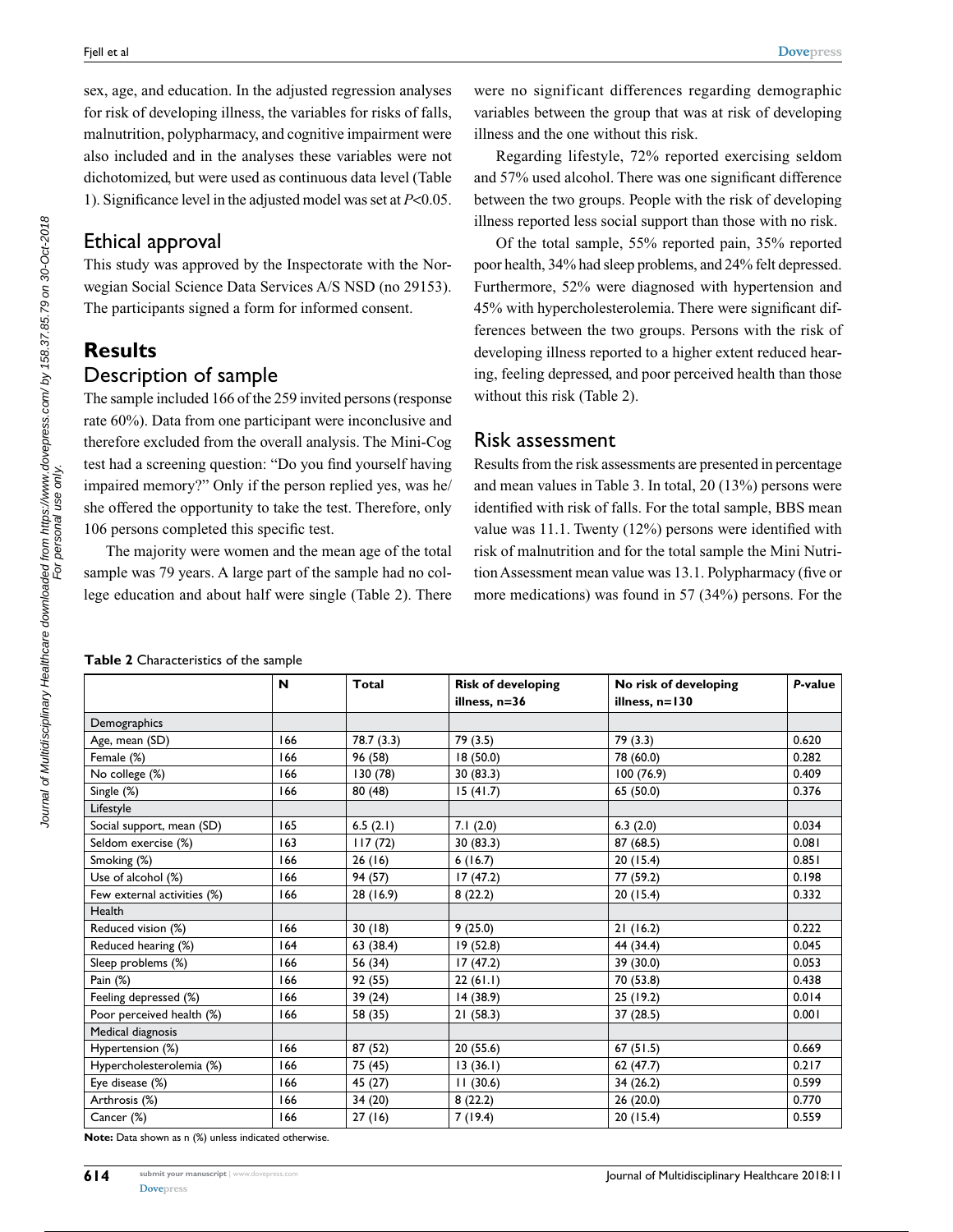sex, age, and education. In the adjusted regression analyses for risk of developing illness, the variables for risks of falls, malnutrition, polypharmacy, and cognitive impairment were also included and in the analyses these variables were not dichotomized, but were used as continuous data level (Table 1). Significance level in the adjusted model was set at $P<0.05$.

## Ethical approval

This study was approved by the Inspectorate with the Norwegian Social Science Data Services A/S NSD (no 29153). The participants signed a form for informed consent.

# Results

## Description of sample

The sample included 166 of the 259 invited persons (response rate 60%). Data from one participant were inconclusive and therefore excluded from the overall analysis. The Mini-Cog test had a screening question: "Do you find yourself having impaired memory?" Only if the person replied yes, was he/she offered the opportunity to take the test. Therefore, only 106 persons completed this specific test.

The majority were women and the mean age of the total sample was 79 years. A large part of the sample had no college education and about half were single (Table 2). There were no significant differences regarding demographic variables between the group that was at risk of developing illness and the one without this risk.

Regarding lifestyle, 72% reported exercising seldom and 57% used alcohol. There was one significant difference between the two groups. People with the risk of developing illness reported less social support than those with no risk.

Of the total sample, 55% reported pain, 35% reported poor health, 34% had sleep problems, and 24% felt depressed. Furthermore, 52% were diagnosed with hypertension and 45% with hypercholesterolemia. There were significant differences between the two groups. Persons with the risk of developing illness reported to a higher extent reduced hearing, feeling depressed, and poor perceived health than those without this risk (Table 2).

## Risk assessment

Results from the risk assessments are presented in percentage and mean values in Table 3. In total, 20 (13%) persons were identified with risk of falls. For the total sample, BBS mean value was 11.1. Twenty (12%) persons were identified with risk of malnutrition and for the total sample the Mini Nutrition Assessment mean value was 13.1. Polypharmacy (five or more medications) was found in 57 (34%) persons. For the

**Table 2** Characteristics of the sample

| | N | Total | Risk of developing illness, n=36 | No risk of developing illness, n=130 | *P*-value |
|---|---|---|---|---|---|
| Demographics | | | | | |
| Age, mean (SD) | 166 | 78.7 (3.3) | 79 (3.5) | 79 (3.3) | 0.620 |
| Female (%) | 166 | 96 (58) | 18 (50.0) | 78 (60.0) | 0.282 |
| No college (%) | 166 | 130 (78) | 30 (83.3) | 100 (76.9) | 0.409 |
| Single (%) | 166 | 80 (48) | 15 (41.7) | 65 (50.0) | 0.376 |
| Lifestyle | | | | | |
| Social support, mean (SD) | 165 | 6.5 (2.1) | 7.1 (2.0) | 6.3 (2.0) | 0.034 |
| Seldom exercise (%) | 163 | 117 (72) | 30 (83.3) | 87 (68.5) | 0.081 |
| Smoking (%) | 166 | 26 (16) | 6 (16.7) | 20 (15.4) | 0.851 |
| Use of alcohol (%) | 166 | 94 (57) | 17 (47.2) | 77 (59.2) | 0.198 |
| Few external activities (%) | 166 | 28 (16.9) | 8 (22.2) | 20 (15.4) | 0.332 |
| Health | | | | | |
| Reduced vision (%) | 166 | 30 (18) | 9 (25.0) | 21 (16.2) | 0.222 |
| Reduced hearing (%) | 164 | 63 (38.4) | 19 (52.8) | 44 (34.4) | 0.045 |
| Sleep problems (%) | 166 | 56 (34) | 17 (47.2) | 39 (30.0) | 0.053 |
| Pain (%) | 166 | 92 (55) | 22 (61.1) | 70 (53.8) | 0.438 |
| Feeling depressed (%) | 166 | 39 (24) | 14 (38.9) | 25 (19.2) | 0.014 |
| Poor perceived health (%) | 166 | 58 (35) | 21 (58.3) | 37 (28.5) | 0.001 |
| Medical diagnosis | | | | | |
| Hypertension (%) | 166 | 87 (52) | 20 (55.6) | 67 (51.5) | 0.669 |
| Hypercholesterolemia (%) | 166 | 75 (45) | 13 (36.1) | 62 (47.7) | 0.217 |
| Eye disease (%) | 166 | 45 (27) | 11 (30.6) | 34 (26.2) | 0.599 |
| Arthrosis (%) | 166 | 34 (20) | 8 (22.2) | 26 (20.0) | 0.770 |
| Cancer (%) | 166 | 27 (16) | 7 (19.4) | 20 (15.4) | 0.559 |

**Note:** Data shown as n (%) unless indicated otherwise.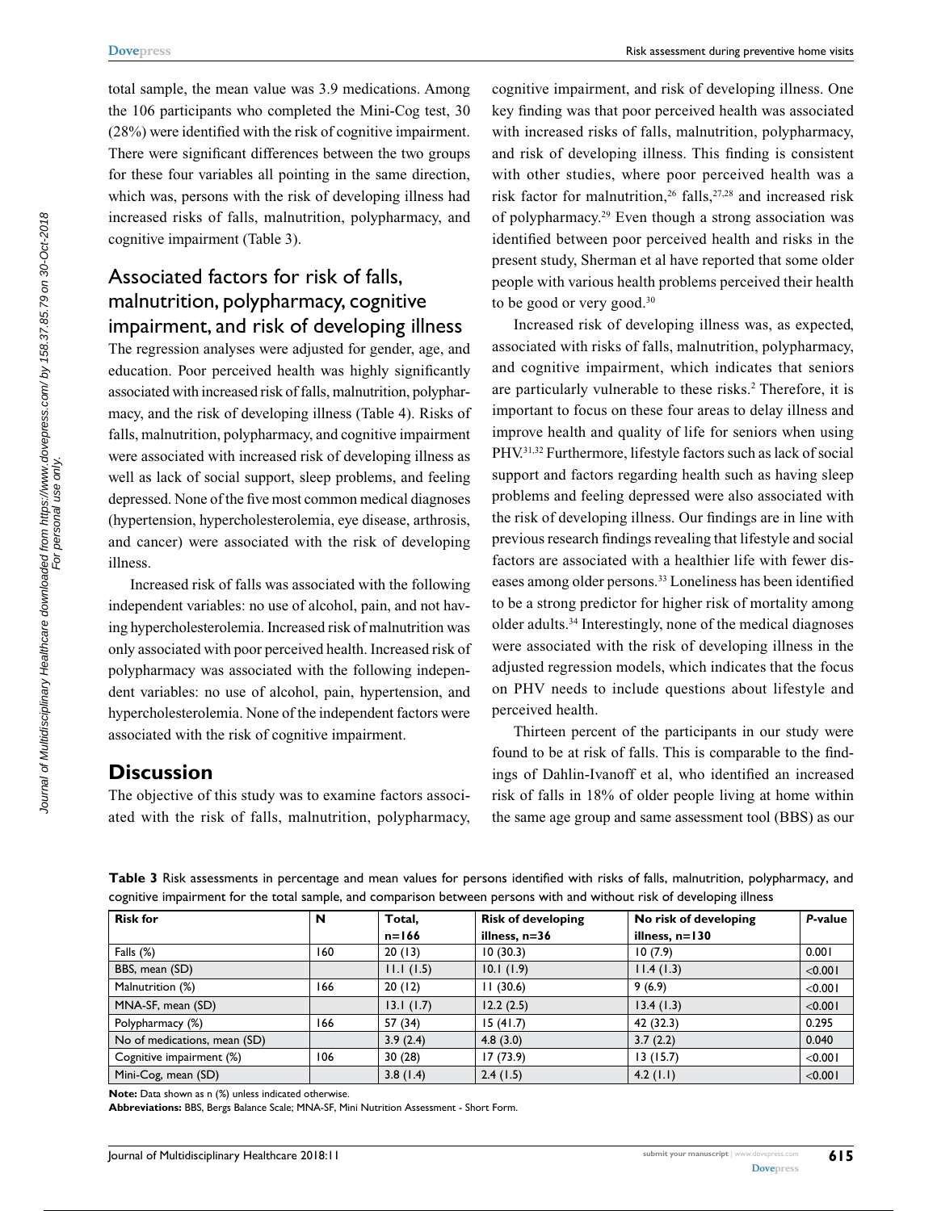total sample, the mean value was 3.9 medications. Among the 106 participants who completed the Mini-Cog test, 30 (28%) were identified with the risk of cognitive impairment. There were significant differences between the two groups for these four variables all pointing in the same direction, which was, persons with the risk of developing illness had increased risks of falls, malnutrition, polypharmacy, and cognitive impairment (Table 3).

## Associated factors for risk of falls, malnutrition, polypharmacy, cognitive impairment, and risk of developing illness

The regression analyses were adjusted for gender, age, and education. Poor perceived health was highly significantly associated with increased risk of falls, malnutrition, polypharmacy, and the risk of developing illness (Table 4). Risks of falls, malnutrition, polypharmacy, and cognitive impairment were associated with increased risk of developing illness as well as lack of social support, sleep problems, and feeling depressed. None of the five most common medical diagnoses (hypertension, hypercholesterolemia, eye disease, arthrosis, and cancer) were associated with the risk of developing illness.

Increased risk of falls was associated with the following independent variables: no use of alcohol, pain, and not having hypercholesterolemia. Increased risk of malnutrition was only associated with poor perceived health. Increased risk of polypharmacy was associated with the following independent variables: no use of alcohol, pain, hypertension, and hypercholesterolemia. None of the independent factors were associated with the risk of cognitive impairment.

# Discussion

The objective of this study was to examine factors associated with the risk of falls, malnutrition, polypharmacy, cognitive impairment, and risk of developing illness. One key finding was that poor perceived health was associated with increased risks of falls, malnutrition, polypharmacy, and risk of developing illness. This finding is consistent with other studies, where poor perceived health was a risk factor for malnutrition,[26] falls,[27,28] and increased risk of polypharmacy.[29] Even though a strong association was identified between poor perceived health and risks in the present study, Sherman et al have reported that some older people with various health problems perceived their health to be good or very good.[30]

Increased risk of developing illness was, as expected, associated with risks of falls, malnutrition, polypharmacy, and cognitive impairment, which indicates that seniors are particularly vulnerable to these risks.[2] Therefore, it is important to focus on these four areas to delay illness and improve health and quality of life for seniors when using PHV.[31,32] Furthermore, lifestyle factors such as lack of social support and factors regarding health such as having sleep problems and feeling depressed were also associated with the risk of developing illness. Our findings are in line with previous research findings revealing that lifestyle and social factors are associated with a healthier life with fewer diseases among older persons.[33] Loneliness has been identified to be a strong predictor for higher risk of mortality among older adults.[34] Interestingly, none of the medical diagnoses were associated with the risk of developing illness in the adjusted regression models, which indicates that the focus on PHV needs to include questions about lifestyle and perceived health.

Thirteen percent of the participants in our study were found to be at risk of falls. This is comparable to the findings of Dahlin-Ivanoff et al, who identified an increased risk of falls in 18% of older people living at home within the same age group and same assessment tool (BBS) as our

**Table 3** Risk assessments in percentage and mean values for persons identified with risks of falls, malnutrition, polypharmacy, and cognitive impairment for the total sample, and comparison between persons with and without risk of developing illness

| Risk for | N | Total, n=166 | Risk of developing illness, n=36 | No risk of developing illness, n=130 | *P*-value |
|---|---|---|---|---|---|
| Falls (%) | 160 | 20 (13) | 10 (30.3) | 10 (7.9) | 0.001 |
| BBS, mean (SD) | | 11.1 (1.5) | 10.1 (1.9) | 11.4 (1.3) | <0.001 |
| Malnutrition (%) | 166 | 20 (12) | 11 (30.6) | 9 (6.9) | <0.001 |
| MNA-SF, mean (SD) | | 13.1 (1.7) | 12.2 (2.5) | 13.4 (1.3) | <0.001 |
| Polypharmacy (%) | 166 | 57 (34) | 15 (41.7) | 42 (32.3) | 0.295 |
| No of medications, mean (SD) | | 3.9 (2.4) | 4.8 (3.0) | 3.7 (2.2) | 0.040 |
| Cognitive impairment (%) | 106 | 30 (28) | 17 (73.9) | 13 (15.7) | <0.001 |
| Mini-Cog, mean (SD) | | 3.8 (1.4) | 2.4 (1.5) | 4.2 (1.1) | <0.001 |

**Note:** Data shown as n (%) unless indicated otherwise.
**Abbreviations:** BBS, Bergs Balance Scale; MNA-SF, Mini Nutrition Assessment - Short Form.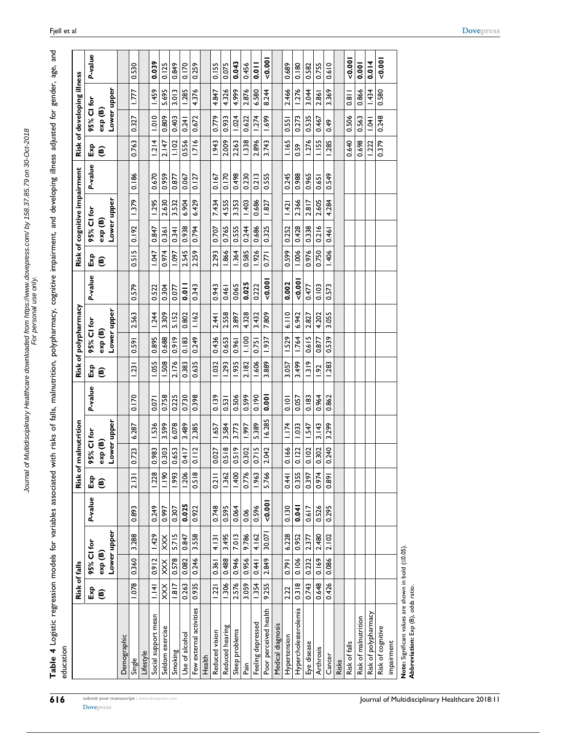**Table 4** Logistic regression models for variables associated with risks of falls, malnutrition, polypharmacy, cognitive impairment, and developing illness adjusted for gender, age, and education

| | Risk of falls | | | | Risk of malnutrition | | | | Risk of polypharmacy | | | | Risk of cognitive impairment | | | | Risk of developing illness | | | |
|---|---|---|---|---|---|---|---|---|---|---|---|---|---|---|---|---|---|---|---|---|
| | Exp (B) | 95% CI for exp (B) | | *P*-value | Exp (B) | 95% CI for exp (B) | | *P*-value | Exp (B) | 95% CI for exp (B) | | *P*-value | Exp (B) | 95% CI for exp (B) | | *P*-value | Exp (B) | 95% CI for exp (B) | | *P*-value |
| | | Lower | upper | | | Lower | upper | | | Lower | upper | | | Lower | upper | | | Lower | upper | |
| Demographic | | | | | | | | | | | | | | | | | | | | |
| Single | 1.078 | 0.360 | 3.288 | 0.893 | 2.131 | 0.723 | 6.287 | 0.170 | 1.231 | 0.591 | 2.563 | 0.579 | 0.515 | 0.192 | 1.379 | 0.186 | 0.763 | 0.327 | 1.777 | 0.530 |
| Lifestyle | | | | | | | | | | | | | | | | | | | | |
| Social support mean | 1.141 | 0.912 | 1.429 | 0.249 | 1.228 | 0.983 | 1.536 | 0.071 | 1.055 | 0.895 | 1.244 | 0.522 | 1.047 | 0.847 | 1.295 | 0.670 | 1.214 | 1.010 | 1.459 | **0.039** |
| Seldom exercise | XXX | XXX | XXX | 0.997 | 1.190 | 0.303 | 3.599 | 0.758 | 1.508 | 0.688 | 3.309 | 0.304 | 0.974 | 0.361 | 2.630 | 0.959 | 2.147 | 0.809 | 5.695 | 0.125 |
| Smoking | 1.817 | 0.578 | 5.715 | 0.307 | 1.993 | 0.653 | 6.078 | 0.225 | 2.176 | 0.919 | 5.152 | 0.077 | 1.097 | 0.341 | 3.532 | 0.877 | 1.102 | 0.403 | 3.013 | 0.849 |
| Use of alcohol | 0.263 | 0.082 | 0.847 | **0.025** | 1.206 | 0.417 | 3.489 | 0.730 | 0.383 | 0.183 | 0.802 | **0.011** | 2.545 | 0.938 | 6.904 | 0.067 | 0.556 | 0.241 | 1.285 | 0.170 |
| Few external activities | 0.935 | 0.246 | 3.558 | 0.922 | 0.518 | 0.112 | 2.385 | 0.398 | 0.635 | 0.249 | 1.162 | 0.343 | 2.259 | 0.794 | 6.429 | 0.127 | 1.716 | 0.672 | 4.376 | 0.259 |
| Health | | | | | | | | | | | | | | | | | | | | |
| Reduced vision | 1.221 | 0.361 | 4.131 | 0.748 | 0.211 | 0.027 | 1.657 | 0.139 | 1.032 | 0.436 | 2.441 | 0.943 | 2.293 | 0.707 | 7.434 | 0.167 | 1.943 | 0.779 | 4.847 | 0.155 |
| Reduced hearing | 1.306 | 0.488 | 3.495 | 0.595 | 1.362 | 0.518 | 3.584 | 0.531 | 1.293 | 0.653 | 2.558 | 0.461 | 1.866 | 0.765 | 4.555 | 0.170 | 2.009 | 0.933 | 4.326 | 0.075 |
| Sleep problems | 2.576 | 0.946 | 7.013 | 0.064 | 1.400 | 0.519 | 3.773 | 0.506 | 1.935 | 0.961 | 3.897 | 0.065 | 1.364 | 0.555 | 3.353 | 0.498 | 2.263 | 1.024 | 4.999 | **0.043** |
| Pain | 3.059 | 0.956 | 9.786 | 0.06 | 0.776 | 0.302 | 1.997 | 0.599 | 2.182 | 1.100 | 4.328 | **0.025** | 0.585 | 0.244 | 1.403 | 0.230 | 1.338 | 0.622 | 2.876 | 0.456 |
| Feeling depressed | 1.354 | 0.441 | 4.162 | 0.596 | 1.963 | 0.715 | 5.389 | 0.190 | 1.606 | 0.751 | 3.432 | 0.222 | 1.926 | 0.686 | 0.686 | 0.213 | 2.896 | 1.274 | 6.580 | **0.011** |
| Poor perceived health | 9.255 | 2.849 | 30.071 | **<0.001** | 5.766 | 2.042 | 16.285 | **0.001** | 3.889 | 1.937 | 7.809 | **<0.001** | 0.771 | 0.325 | 1.827 | 0.555 | 3.743 | 1.699 | 8.244 | **<0.001** |
| Medical diagnosis | | | | | | | | | | | | | | | | | | | | |
| Hypertension | 2.22 | 0.791 | 6.228 | 0.130 | 0.441 | 0.166 | 1.174 | 0.101 | 3.057 | 1.529 | 6.110 | **0.002** | 0.599 | 0.252 | 1.421 | 0.245 | 1.165 | 0.551 | 2.466 | 0.689 |
| Hypercholesterolemia | 0.318 | 0.106 | 0.952 | **0.041** | 0.355 | 0.122 | 1.033 | 0.057 | 3.499 | 1.764 | 6.942 | **<0.001** | 1.006 | 0.428 | 2.366 | 0.988 | 0.59 | 0.273 | 1.276 | 0.180 |
| Eye disease | 0.743 | 0.232 | 2.377 | 0.617 | 0.397 | 0.102 | 1.547 | 0.183 | 1.319 | 0.615 | 2.827 | 0.477 | 0.976 | 0.338 | 2.817 | 0.965 | 1.276 | 0.535 | 3.044 | 0.582 |
| Arthrosis | 0.648 | 0.169 | 2.480 | 0.526 | 0.974 | 0.302 | 3.143 | 0.964 | 1.92 | 0.877 | 4.202 | 0.103 | 0.750 | 0.216 | 2.605 | 0.651 | 1.155 | 0.467 | 2.861 | 0.755 |
| Cancer | 0.426 | 0.086 | 2.102 | 0.295 | 0.891 | 0.240 | 3.299 | 0.862 | 1.283 | 0.539 | 3.055 | 0.573 | 1.406 | 0.461 | 4.284 | 0.549 | 1.285 | 0.49 | 3.369 | 0.610 |
| Risks | | | | | | | | | | | | | | | | | | | | |
| Risk of falls | | | | | | | | | | | | | | | | | 0.640 | 0.506 | 0.811 | **<0.001** |
| Risk of malnutrition | | | | | | | | | | | | | | | | | 0.698 | 0.563 | 0.866 | **0.001** |
| Risk of polypharmacy | | | | | | | | | | | | | | | | | 1.222 | 1.041 | 1.434 | **0.014** |
| Risk of cognitive impairment | | | | | | | | | | | | | | | | | 0.379 | 0.248 | 0.580 | **<0.001** |

**Note:** Significant values are shown in bold (≤0.05).
**Abbreviation:** Exp (B), odds ratio.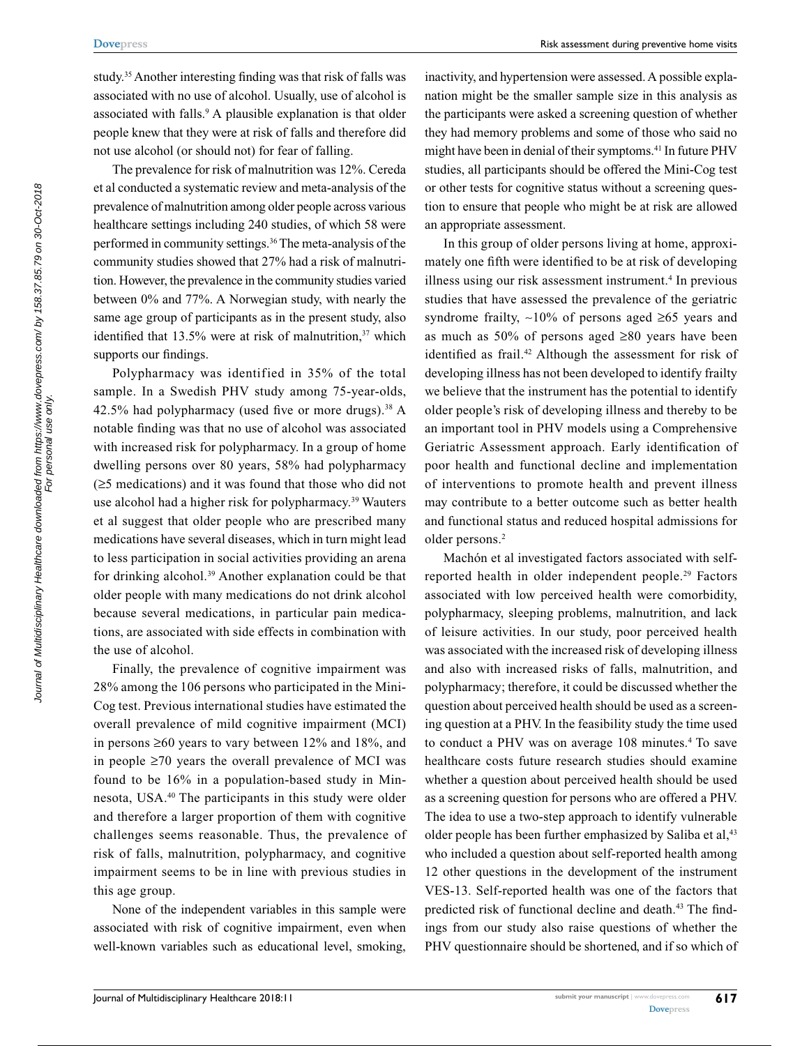study.[35] Another interesting finding was that risk of falls was associated with no use of alcohol. Usually, use of alcohol is associated with falls.[9] A plausible explanation is that older people knew that they were at risk of falls and therefore did not use alcohol (or should not) for fear of falling.

The prevalence for risk of malnutrition was 12%. Cereda et al conducted a systematic review and meta-analysis of the prevalence of malnutrition among older people across various healthcare settings including 240 studies, of which 58 were performed in community settings.[36] The meta-analysis of the community studies showed that 27% had a risk of malnutrition. However, the prevalence in the community studies varied between 0% and 77%. A Norwegian study, with nearly the same age group of participants as in the present study, also identified that 13.5% were at risk of malnutrition,[37] which supports our findings.

Polypharmacy was identified in 35% of the total sample. In a Swedish PHV study among 75-year-olds, 42.5% had polypharmacy (used five or more drugs).[38] A notable finding was that no use of alcohol was associated with increased risk for polypharmacy. In a group of home dwelling persons over 80 years, 58% had polypharmacy (≥5 medications) and it was found that those who did not use alcohol had a higher risk for polypharmacy.[39] Wauters et al suggest that older people who are prescribed many medications have several diseases, which in turn might lead to less participation in social activities providing an arena for drinking alcohol.[39] Another explanation could be that older people with many medications do not drink alcohol because several medications, in particular pain medications, are associated with side effects in combination with the use of alcohol.

Finally, the prevalence of cognitive impairment was 28% among the 106 persons who participated in the Mini-Cog test. Previous international studies have estimated the overall prevalence of mild cognitive impairment (MCI) in persons ≥60 years to vary between 12% and 18%, and in people ≥70 years the overall prevalence of MCI was found to be 16% in a population-based study in Minnesota, USA.[40] The participants in this study were older and therefore a larger proportion of them with cognitive challenges seems reasonable. Thus, the prevalence of risk of falls, malnutrition, polypharmacy, and cognitive impairment seems to be in line with previous studies in this age group.

None of the independent variables in this sample were associated with risk of cognitive impairment, even when well-known variables such as educational level, smoking, inactivity, and hypertension were assessed. A possible explanation might be the smaller sample size in this analysis as the participants were asked a screening question of whether they had memory problems and some of those who said no might have been in denial of their symptoms.[41] In future PHV studies, all participants should be offered the Mini-Cog test or other tests for cognitive status without a screening question to ensure that people who might be at risk are allowed an appropriate assessment.

In this group of older persons living at home, approximately one fifth were identified to be at risk of developing illness using our risk assessment instrument.[4] In previous studies that have assessed the prevalence of the geriatric syndrome frailty, ~10% of persons aged ≥65 years and as much as 50% of persons aged ≥80 years have been identified as frail.[42] Although the assessment for risk of developing illness has not been developed to identify frailty we believe that the instrument has the potential to identify older people's risk of developing illness and thereby to be an important tool in PHV models using a Comprehensive Geriatric Assessment approach. Early identification of poor health and functional decline and implementation of interventions to promote health and prevent illness may contribute to a better outcome such as better health and functional status and reduced hospital admissions for older persons.[2]

Machón et al investigated factors associated with self-reported health in older independent people.[29] Factors associated with low perceived health were comorbidity, polypharmacy, sleeping problems, malnutrition, and lack of leisure activities. In our study, poor perceived health was associated with the increased risk of developing illness and also with increased risks of falls, malnutrition, and polypharmacy; therefore, it could be discussed whether the question about perceived health should be used as a screening question at a PHV. In the feasibility study the time used to conduct a PHV was on average 108 minutes.[4] To save healthcare costs future research studies should examine whether a question about perceived health should be used as a screening question for persons who are offered a PHV. The idea to use a two-step approach to identify vulnerable older people has been further emphasized by Saliba et al,[43] who included a question about self-reported health among 12 other questions in the development of the instrument VES-13. Self-reported health was one of the factors that predicted risk of functional decline and death.[43] The findings from our study also raise questions of whether the PHV questionnaire should be shortened, and if so which of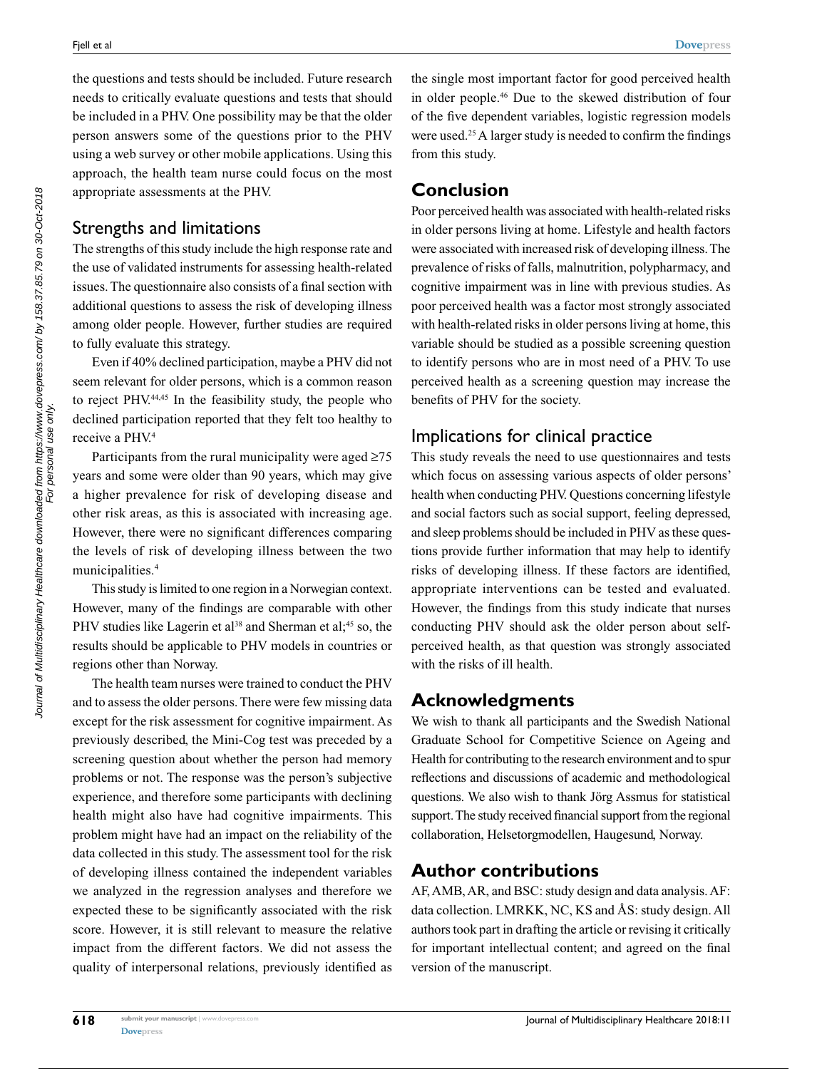the questions and tests should be included. Future research needs to critically evaluate questions and tests that should be included in a PHV. One possibility may be that the older person answers some of the questions prior to the PHV using a web survey or other mobile applications. Using this approach, the health team nurse could focus on the most appropriate assessments at the PHV.

## Strengths and limitations

The strengths of this study include the high response rate and the use of validated instruments for assessing health-related issues. The questionnaire also consists of a final section with additional questions to assess the risk of developing illness among older people. However, further studies are required to fully evaluate this strategy.

Even if 40% declined participation, maybe a PHV did not seem relevant for older persons, which is a common reason to reject PHV.[44,45] In the feasibility study, the people who declined participation reported that they felt too healthy to receive a PHV.[4]

Participants from the rural municipality were aged ≥75 years and some were older than 90 years, which may give a higher prevalence for risk of developing disease and other risk areas, as this is associated with increasing age. However, there were no significant differences comparing the levels of risk of developing illness between the two municipalities.[4]

This study is limited to one region in a Norwegian context. However, many of the findings are comparable with other PHV studies like Lagerin et al[38] and Sherman et al;[45] so, the results should be applicable to PHV models in countries or regions other than Norway.

The health team nurses were trained to conduct the PHV and to assess the older persons. There were few missing data except for the risk assessment for cognitive impairment. As previously described, the Mini-Cog test was preceded by a screening question about whether the person had memory problems or not. The response was the person's subjective experience, and therefore some participants with declining health might also have had cognitive impairments. This problem might have had an impact on the reliability of the data collected in this study. The assessment tool for the risk of developing illness contained the independent variables we analyzed in the regression analyses and therefore we expected these to be significantly associated with the risk score. However, it is still relevant to measure the relative impact from the different factors. We did not assess the quality of interpersonal relations, previously identified as the single most important factor for good perceived health in older people.[46] Due to the skewed distribution of four of the five dependent variables, logistic regression models were used.[25] A larger study is needed to confirm the findings from this study.

# Conclusion

Poor perceived health was associated with health-related risks in older persons living at home. Lifestyle and health factors were associated with increased risk of developing illness. The prevalence of risks of falls, malnutrition, polypharmacy, and cognitive impairment was in line with previous studies. As poor perceived health was a factor most strongly associated with health-related risks in older persons living at home, this variable should be studied as a possible screening question to identify persons who are in most need of a PHV. To use perceived health as a screening question may increase the benefits of PHV for the society.

## Implications for clinical practice

This study reveals the need to use questionnaires and tests which focus on assessing various aspects of older persons' health when conducting PHV. Questions concerning lifestyle and social factors such as social support, feeling depressed, and sleep problems should be included in PHV as these questions provide further information that may help to identify risks of developing illness. If these factors are identified, appropriate interventions can be tested and evaluated. However, the findings from this study indicate that nurses conducting PHV should ask the older person about self-perceived health, as that question was strongly associated with the risks of ill health.

# Acknowledgments

We wish to thank all participants and the Swedish National Graduate School for Competitive Science on Ageing and Health for contributing to the research environment and to spur reflections and discussions of academic and methodological questions. We also wish to thank Jörg Assmus for statistical support. The study received financial support from the regional collaboration, Helsetorgmodellen, Haugesund, Norway.

# Author contributions

AF, AMB, AR, and BSC: study design and data analysis. AF: data collection. LMRKK, NC, KS and ÅS: study design. All authors took part in drafting the article or revising it critically for important intellectual content; and agreed on the final version of the manuscript.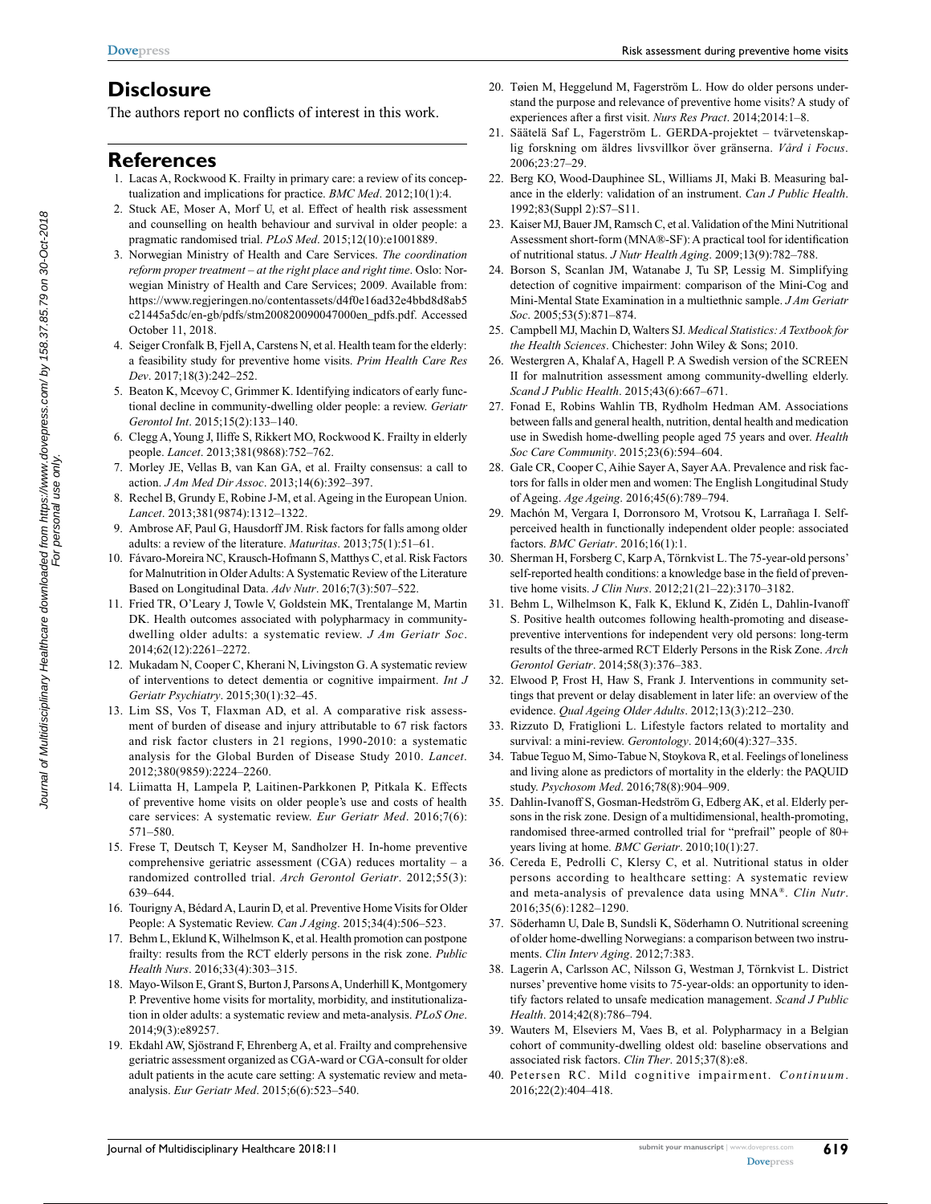## Disclosure

The authors report no conflicts of interest in this work.

## References

1. Lacas A, Rockwood K. Frailty in primary care: a review of its conceptualization and implications for practice. *BMC Med*. 2012;10(1):4.
2. Stuck AE, Moser A, Morf U, et al. Effect of health risk assessment and counselling on health behaviour and survival in older people: a pragmatic randomised trial. *PLoS Med*. 2015;12(10):e1001889.
3. Norwegian Ministry of Health and Care Services. *The coordination reform proper treatment – at the right place and right time*. Oslo: Norwegian Ministry of Health and Care Services; 2009. Available from: https://www.regjeringen.no/contentassets/d4f0e16ad32e4bbd8d8ab5c21445a5dc/en-gb/pdfs/stm200820090047000en_pdfs.pdf. Accessed October 11, 2018.
4. Seiger Cronfalk B, Fjell A, Carstens N, et al. Health team for the elderly: a feasibility study for preventive home visits. *Prim Health Care Res Dev*. 2017;18(3):242–252.
5. Beaton K, Mcevoy C, Grimmer K. Identifying indicators of early functional decline in community-dwelling older people: a review. *Geriatr Gerontol Int*. 2015;15(2):133–140.
6. Clegg A, Young J, Iliffe S, Rikkert MO, Rockwood K. Frailty in elderly people. *Lancet*. 2013;381(9868):752–762.
7. Morley JE, Vellas B, van Kan GA, et al. Frailty consensus: a call to action. *J Am Med Dir Assoc*. 2013;14(6):392–397.
8. Rechel B, Grundy E, Robine J-M, et al. Ageing in the European Union. *Lancet*. 2013;381(9874):1312–1322.
9. Ambrose AF, Paul G, Hausdorff JM. Risk factors for falls among older adults: a review of the literature. *Maturitas*. 2013;75(1):51–61.
10. Fávaro-Moreira NC, Krausch-Hofmann S, Matthys C, et al. Risk Factors for Malnutrition in Older Adults: A Systematic Review of the Literature Based on Longitudinal Data. *Adv Nutr*. 2016;7(3):507–522.
11. Fried TR, O'Leary J, Towle V, Goldstein MK, Trentalange M, Martin DK. Health outcomes associated with polypharmacy in community-dwelling older adults: a systematic review. *J Am Geriatr Soc*. 2014;62(12):2261–2272.
12. Mukadam N, Cooper C, Kherani N, Livingston G. A systematic review of interventions to detect dementia or cognitive impairment. *Int J Geriatr Psychiatry*. 2015;30(1):32–45.
13. Lim SS, Vos T, Flaxman AD, et al. A comparative risk assessment of burden of disease and injury attributable to 67 risk factors and risk factor clusters in 21 regions, 1990-2010: a systematic analysis for the Global Burden of Disease Study 2010. *Lancet*. 2012;380(9859):2224–2260.
14. Liimatta H, Lampela P, Laitinen-Parkkonen P, Pitkala K. Effects of preventive home visits on older people's use and costs of health care services: A systematic review. *Eur Geriatr Med*. 2016;7(6):571–580.
15. Frese T, Deutsch T, Keyser M, Sandholzer H. In-home preventive comprehensive geriatric assessment (CGA) reduces mortality – a randomized controlled trial. *Arch Gerontol Geriatr*. 2012;55(3):639–644.
16. Tourigny A, Bédard A, Laurin D, et al. Preventive Home Visits for Older People: A Systematic Review. *Can J Aging*. 2015;34(4):506–523.
17. Behm L, Eklund K, Wilhelmson K, et al. Health promotion can postpone frailty: results from the RCT elderly persons in the risk zone. *Public Health Nurs*. 2016;33(4):303–315.
18. Mayo-Wilson E, Grant S, Burton J, Parsons A, Underhill K, Montgomery P. Preventive home visits for mortality, morbidity, and institutionalization in older adults: a systematic review and meta-analysis. *PLoS One*. 2014;9(3):e89257.
19. Ekdahl AW, Sjöstrand F, Ehrenberg A, et al. Frailty and comprehensive geriatric assessment organized as CGA-ward or CGA-consult for older adult patients in the acute care setting: A systematic review and meta-analysis. *Eur Geriatr Med*. 2015;6(6):523–540.
20. Tøien M, Heggelund M, Fagerström L. How do older persons understand the purpose and relevance of preventive home visits? A study of experiences after a first visit. *Nurs Res Pract*. 2014;2014:1–8.
21. Säätelä Saf L, Fagerström L. GERDA-projektet – tvärvetenskaplig forskning om äldres livsvillkor över gränserna. *Vård i Focus*. 2006;23:27–29.
22. Berg KO, Wood-Dauphinee SL, Williams JI, Maki B. Measuring balance in the elderly: validation of an instrument. *Can J Public Health*. 1992;83(Suppl 2):S7–S11.
23. Kaiser MJ, Bauer JM, Ramsch C, et al. Validation of the Mini Nutritional Assessment short-form (MNA®-SF): A practical tool for identification of nutritional status. *J Nutr Health Aging*. 2009;13(9):782–788.
24. Borson S, Scanlan JM, Watanabe J, Tu SP, Lessig M. Simplifying detection of cognitive impairment: comparison of the Mini-Cog and Mini-Mental State Examination in a multiethnic sample. *J Am Geriatr Soc*. 2005;53(5):871–874.
25. Campbell MJ, Machin D, Walters SJ. *Medical Statistics: A Textbook for the Health Sciences*. Chichester: John Wiley & Sons; 2010.
26. Westergren A, Khalaf A, Hagell P. A Swedish version of the SCREEN II for malnutrition assessment among community-dwelling elderly. *Scand J Public Health*. 2015;43(6):667–671.
27. Fonad E, Robins Wahlin TB, Rydholm Hedman AM. Associations between falls and general health, nutrition, dental health and medication use in Swedish home-dwelling people aged 75 years and over. *Health Soc Care Community*. 2015;23(6):594–604.
28. Gale CR, Cooper C, Aihie Sayer A, Sayer AA. Prevalence and risk factors for falls in older men and women: The English Longitudinal Study of Ageing. *Age Ageing*. 2016;45(6):789–794.
29. Machón M, Vergara I, Dorronsoro M, Vrotsou K, Larrañaga I. Self-perceived health in functionally independent older people: associated factors. *BMC Geriatr*. 2016;16(1):1.
30. Sherman H, Forsberg C, Karp A, Törnkvist L. The 75-year-old persons' self-reported health conditions: a knowledge base in the field of preventive home visits. *J Clin Nurs*. 2012;21(21–22):3170–3182.
31. Behm L, Wilhelmson K, Falk K, Eklund K, Zidén L, Dahlin-Ivanoff S. Positive health outcomes following health-promoting and disease-preventive interventions for independent very old persons: long-term results of the three-armed RCT Elderly Persons in the Risk Zone. *Arch Gerontol Geriatr*. 2014;58(3):376–383.
32. Elwood P, Frost H, Haw S, Frank J. Interventions in community settings that prevent or delay disablement in later life: an overview of the evidence. *Qual Ageing Older Adults*. 2012;13(3):212–230.
33. Rizzuto D, Fratiglioni L. Lifestyle factors related to mortality and survival: a mini-review. *Gerontology*. 2014;60(4):327–335.
34. Tabue Teguo M, Simo-Tabue N, Stoykova R, et al. Feelings of loneliness and living alone as predictors of mortality in the elderly: the PAQUID study. *Psychosom Med*. 2016;78(8):904–909.
35. Dahlin-Ivanoff S, Gosman-Hedström G, Edberg AK, et al. Elderly persons in the risk zone. Design of a multidimensional, health-promoting, randomised three-armed controlled trial for "prefrail" people of 80+ years living at home. *BMC Geriatr*. 2010;10(1):27.
36. Cereda E, Pedrolli C, Klersy C, et al. Nutritional status in older persons according to healthcare setting: A systematic review and meta-analysis of prevalence data using MNA®. *Clin Nutr*. 2016;35(6):1282–1290.
37. Söderhamn U, Dale B, Sundsli K, Söderhamn O. Nutritional screening of older home-dwelling Norwegians: a comparison between two instruments. *Clin Interv Aging*. 2012;7:383.
38. Lagerin A, Carlsson AC, Nilsson G, Westman J, Törnkvist L. District nurses' preventive home visits to 75-year-olds: an opportunity to identify factors related to unsafe medication management. *Scand J Public Health*. 2014;42(8):786–794.
39. Wauters M, Elseviers M, Vaes B, et al. Polypharmacy in a Belgian cohort of community-dwelling oldest old: baseline observations and associated risk factors. *Clin Ther*. 2015;37(8):e8.
40. Petersen RC. Mild cognitive impairment. *Continuum*. 2016;22(2):404–418.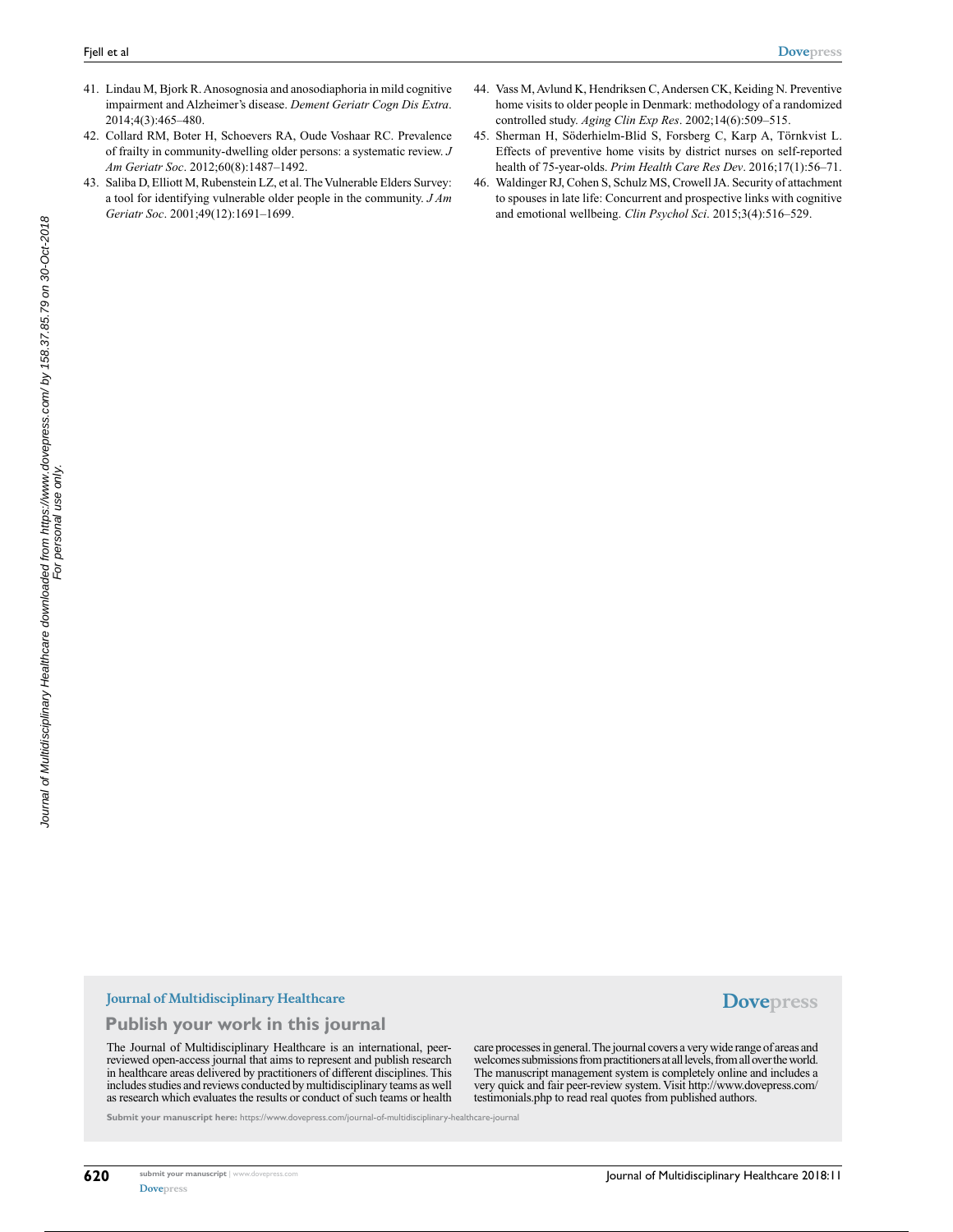41. Lindau M, Bjork R. Anosognosia and anosodiaphoria in mild cognitive impairment and Alzheimer's disease. *Dement Geriatr Cogn Dis Extra*. 2014;4(3):465–480.
42. Collard RM, Boter H, Schoevers RA, Oude Voshaar RC. Prevalence of frailty in community-dwelling older persons: a systematic review. *J Am Geriatr Soc*. 2012;60(8):1487–1492.
43. Saliba D, Elliott M, Rubenstein LZ, et al. The Vulnerable Elders Survey: a tool for identifying vulnerable older people in the community. *J Am Geriatr Soc*. 2001;49(12):1691–1699.
44. Vass M, Avlund K, Hendriksen C, Andersen CK, Keiding N. Preventive home visits to older people in Denmark: methodology of a randomized controlled study. *Aging Clin Exp Res*. 2002;14(6):509–515.
45. Sherman H, Söderhielm-Blid S, Forsberg C, Karp A, Törnkvist L. Effects of preventive home visits by district nurses on self-reported health of 75-year-olds. *Prim Health Care Res Dev*. 2016;17(1):56–71.
46. Waldinger RJ, Cohen S, Schulz MS, Crowell JA. Security of attachment to spouses in late life: Concurrent and prospective links with cognitive and emotional wellbeing. *Clin Psychol Sci*. 2015;3(4):516–529.

**Journal of Multidisciplinary Healthcare**

**Publish your work in this journal**

The Journal of Multidisciplinary Healthcare is an international, peer-reviewed open-access journal that aims to represent and publish research in healthcare areas delivered by practitioners of different disciplines. This includes studies and reviews conducted by multidisciplinary teams as well as research which evaluates the results or conduct of such teams or health care processes in general. The journal covers a very wide range of areas and welcomes submissions from practitioners at all levels, from all over the world. The manuscript management system is completely online and includes a very quick and fair peer-review system. Visit http://www.dovepress.com/testimonials.php to read real quotes from published authors.

**Submit your manuscript here:** https://www.dovepress.com/journal-of-multidisciplinary-healthcare-journal